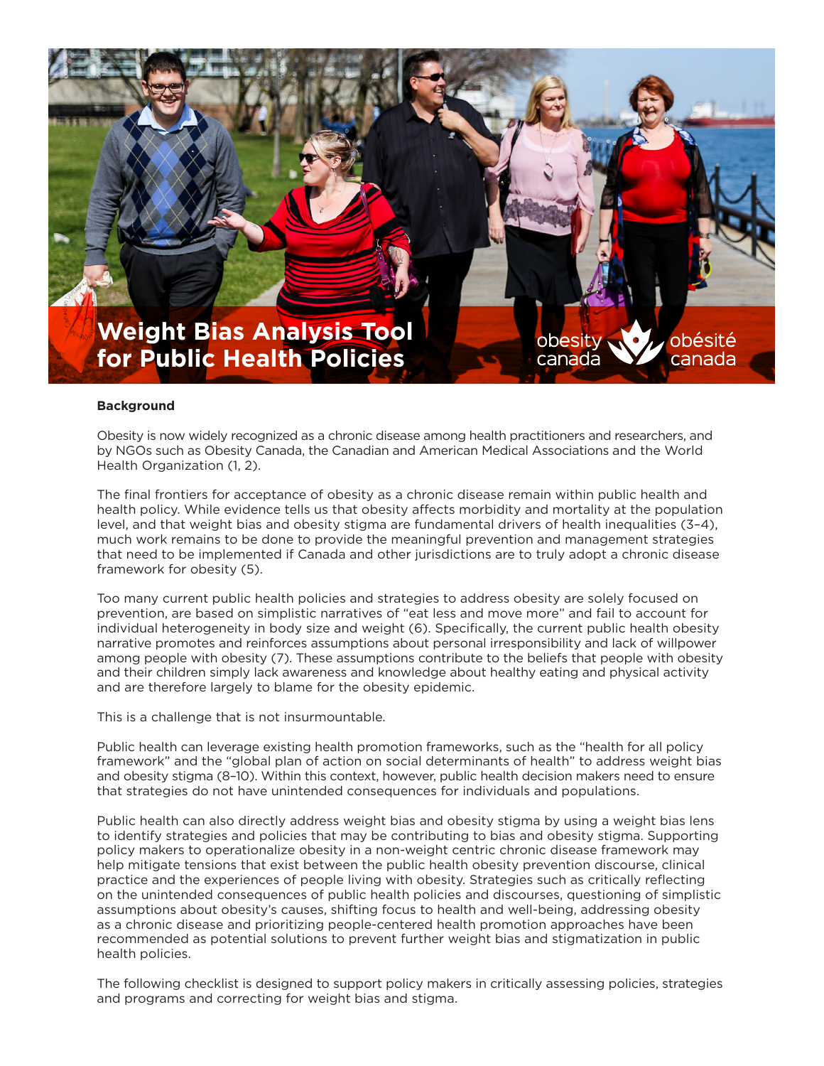# Weight Bias Analysis Tool for Public Health Policies

obesity canada | obésité canada

**Background**

Obesity is now widely recognized as a chronic disease among health practitioners and researchers, and by NGOs such as Obesity Canada, the Canadian and American Medical Associations and the World Health Organization (1, 2).

The final frontiers for acceptance of obesity as a chronic disease remain within public health and health policy. While evidence tells us that obesity affects morbidity and mortality at the population level, and that weight bias and obesity stigma are fundamental drivers of health inequalities (3–4), much work remains to be done to provide the meaningful prevention and management strategies that need to be implemented if Canada and other jurisdictions are to truly adopt a chronic disease framework for obesity (5).

Too many current public health policies and strategies to address obesity are solely focused on prevention, are based on simplistic narratives of "eat less and move more" and fail to account for individual heterogeneity in body size and weight (6). Specifically, the current public health obesity narrative promotes and reinforces assumptions about personal irresponsibility and lack of willpower among people with obesity (7). These assumptions contribute to the beliefs that people with obesity and their children simply lack awareness and knowledge about healthy eating and physical activity and are therefore largely to blame for the obesity epidemic.

This is a challenge that is not insurmountable.

Public health can leverage existing health promotion frameworks, such as the "health for all policy framework" and the "global plan of action on social determinants of health" to address weight bias and obesity stigma (8–10). Within this context, however, public health decision makers need to ensure that strategies do not have unintended consequences for individuals and populations.

Public health can also directly address weight bias and obesity stigma by using a weight bias lens to identify strategies and policies that may be contributing to bias and obesity stigma. Supporting policy makers to operationalize obesity in a non-weight centric chronic disease framework may help mitigate tensions that exist between the public health obesity prevention discourse, clinical practice and the experiences of people living with obesity. Strategies such as critically reflecting on the unintended consequences of public health policies and discourses, questioning of simplistic assumptions about obesity's causes, shifting focus to health and well-being, addressing obesity as a chronic disease and prioritizing people-centered health promotion approaches have been recommended as potential solutions to prevent further weight bias and stigmatization in public health policies.

The following checklist is designed to support policy makers in critically assessing policies, strategies and programs and correcting for weight bias and stigma.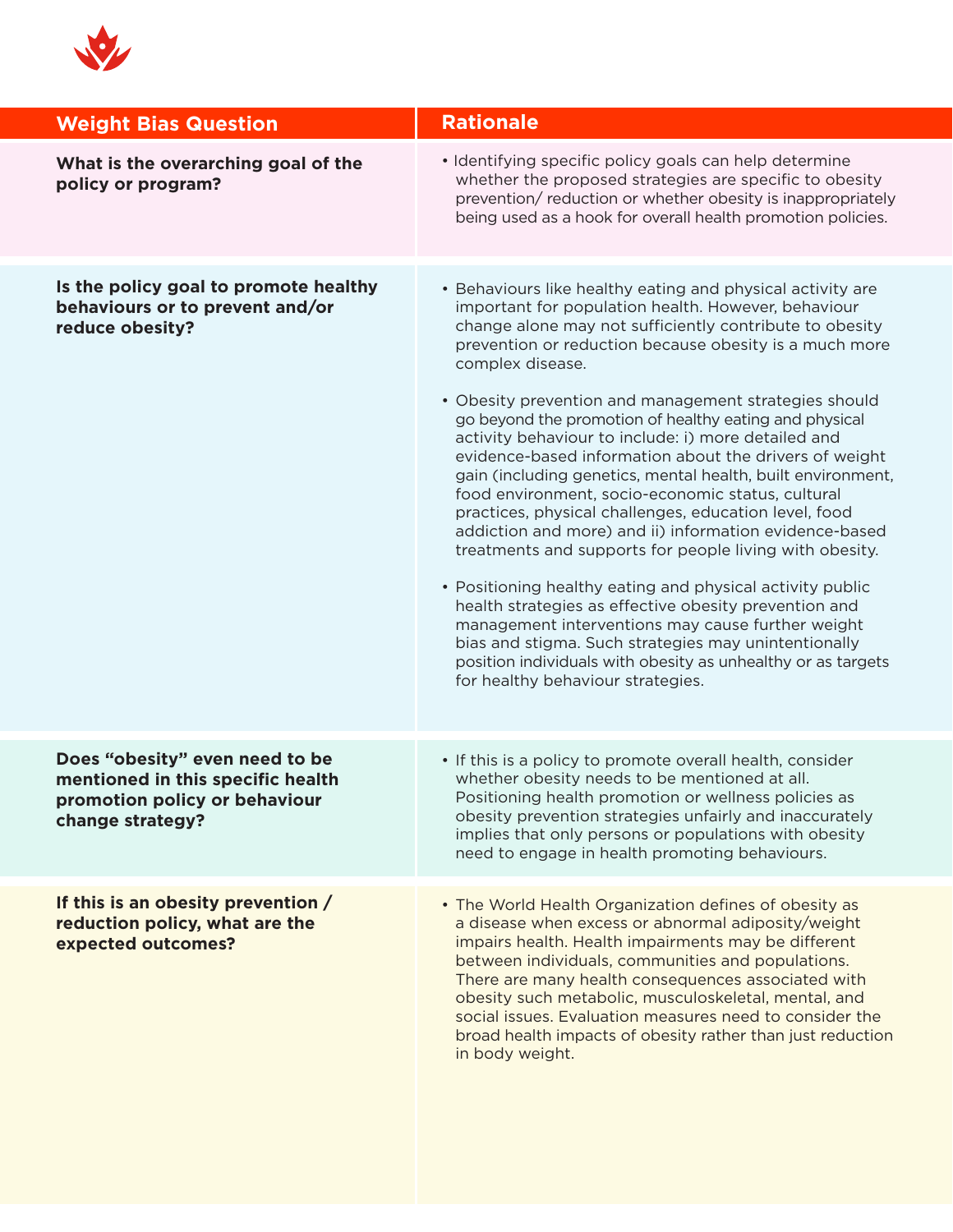| Weight Bias Question | Rationale |
| --- | --- |
| **What is the overarching goal of the policy or program?** | • Identifying specific policy goals can help determine whether the proposed strategies are specific to obesity prevention/ reduction or whether obesity is inappropriately being used as a hook for overall health promotion policies. |
| **Is the policy goal to promote healthy behaviours or to prevent and/or reduce obesity?** | • Behaviours like healthy eating and physical activity are important for population health. However, behaviour change alone may not sufficiently contribute to obesity prevention or reduction because obesity is a much more complex disease.<br><br>• Obesity prevention and management strategies should go beyond the promotion of healthy eating and physical activity behaviour to include: i) more detailed and evidence-based information about the drivers of weight gain (including genetics, mental health, built environment, food environment, socio-economic status, cultural practices, physical challenges, education level, food addiction and more) and ii) information evidence-based treatments and supports for people living with obesity.<br><br>• Positioning healthy eating and physical activity public health strategies as effective obesity prevention and management interventions may cause further weight bias and stigma. Such strategies may unintentionally position individuals with obesity as unhealthy or as targets for healthy behaviour strategies. |
| **Does "obesity" even need to be mentioned in this specific health promotion policy or behaviour change strategy?** | • If this is a policy to promote overall health, consider whether obesity needs to be mentioned at all. Positioning health promotion or wellness policies as obesity prevention strategies unfairly and inaccurately implies that only persons or populations with obesity need to engage in health promoting behaviours. |
| **If this is an obesity prevention / reduction policy, what are the expected outcomes?** | • The World Health Organization defines of obesity as a disease when excess or abnormal adiposity/weight impairs health. Health impairments may be different between individuals, communities and populations. There are many health consequences associated with obesity such metabolic, musculoskeletal, mental, and social issues. Evaluation measures need to consider the broad health impacts of obesity rather than just reduction in body weight. |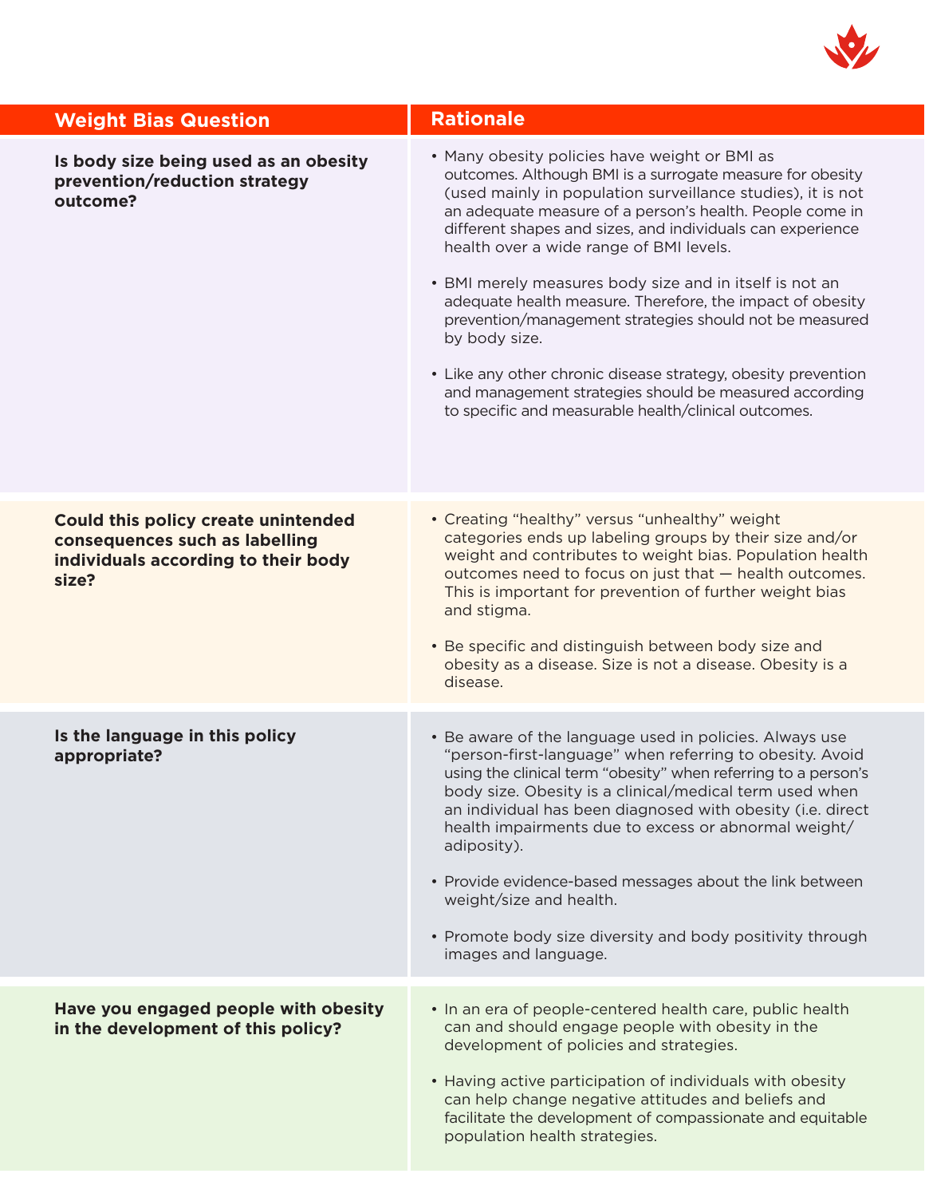| Weight Bias Question | Rationale |
|---|---|
| **Is body size being used as an obesity prevention/reduction strategy outcome?** | • Many obesity policies have weight or BMI as outcomes. Although BMI is a surrogate measure for obesity (used mainly in population surveillance studies), it is not an adequate measure of a person's health. People come in different shapes and sizes, and individuals can experience health over a wide range of BMI levels.<br><br>• BMI merely measures body size and in itself is not an adequate health measure. Therefore, the impact of obesity prevention/management strategies should not be measured by body size.<br><br>• Like any other chronic disease strategy, obesity prevention and management strategies should be measured according to specific and measurable health/clinical outcomes. |
| **Could this policy create unintended consequences such as labelling individuals according to their body size?** | • Creating "healthy" versus "unhealthy" weight categories ends up labeling groups by their size and/or weight and contributes to weight bias. Population health outcomes need to focus on just that — health outcomes. This is important for prevention of further weight bias and stigma.<br><br>• Be specific and distinguish between body size and obesity as a disease. Size is not a disease. Obesity is a disease. |
| **Is the language in this policy appropriate?** | • Be aware of the language used in policies. Always use "person-first-language" when referring to obesity. Avoid using the clinical term "obesity" when referring to a person's body size. Obesity is a clinical/medical term used when an individual has been diagnosed with obesity (i.e. direct health impairments due to excess or abnormal weight/adiposity).<br><br>• Provide evidence-based messages about the link between weight/size and health.<br><br>• Promote body size diversity and body positivity through images and language. |
| **Have you engaged people with obesity in the development of this policy?** | • In an era of people-centered health care, public health can and should engage people with obesity in the development of policies and strategies.<br><br>• Having active participation of individuals with obesity can help change negative attitudes and beliefs and facilitate the development of compassionate and equitable population health strategies. |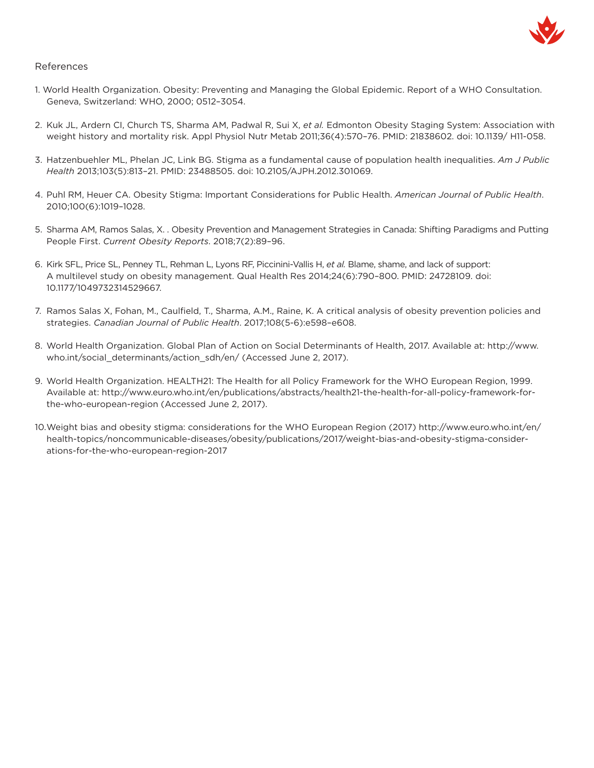References

1. World Health Organization. Obesity: Preventing and Managing the Global Epidemic. Report of a WHO Consultation. Geneva, Switzerland: WHO, 2000; 0512–3054.

2. Kuk JL, Ardern CI, Church TS, Sharma AM, Padwal R, Sui X, *et al.* Edmonton Obesity Staging System: Association with weight history and mortality risk. Appl Physiol Nutr Metab 2011;36(4):570–76. PMID: 21838602. doi: 10.1139/ H11-058.

3. Hatzenbuehler ML, Phelan JC, Link BG. Stigma as a fundamental cause of population health inequalities. *Am J Public Health* 2013;103(5):813–21. PMID: 23488505. doi: 10.2105/AJPH.2012.301069.

4. Puhl RM, Heuer CA. Obesity Stigma: Important Considerations for Public Health. *American Journal of Public Health*. 2010;100(6):1019–1028.

5. Sharma AM, Ramos Salas, X. . Obesity Prevention and Management Strategies in Canada: Shifting Paradigms and Putting People First. *Current Obesity Reports*. 2018;7(2):89–96.

6. Kirk SFL, Price SL, Penney TL, Rehman L, Lyons RF, Piccinini-Vallis H, *et al.* Blame, shame, and lack of support: A multilevel study on obesity management. Qual Health Res 2014;24(6):790–800. PMID: 24728109. doi: 10.1177/1049732314529667.

7. Ramos Salas X, Fohan, M., Caulfield, T., Sharma, A.M., Raine, K. A critical analysis of obesity prevention policies and strategies. *Canadian Journal of Public Health*. 2017;108(5-6):e598–e608.

8. World Health Organization. Global Plan of Action on Social Determinants of Health, 2017. Available at: http://www.who.int/social_determinants/action_sdh/en/ (Accessed June 2, 2017).

9. World Health Organization. HEALTH21: The Health for all Policy Framework for the WHO European Region, 1999. Available at: http://www.euro.who.int/en/publications/abstracts/health21-the-health-for-all-policy-framework-for-the-who-european-region (Accessed June 2, 2017).

10. Weight bias and obesity stigma: considerations for the WHO European Region (2017) http://www.euro.who.int/en/health-topics/noncommunicable-diseases/obesity/publications/2017/weight-bias-and-obesity-stigma-considerations-for-the-who-european-region-2017